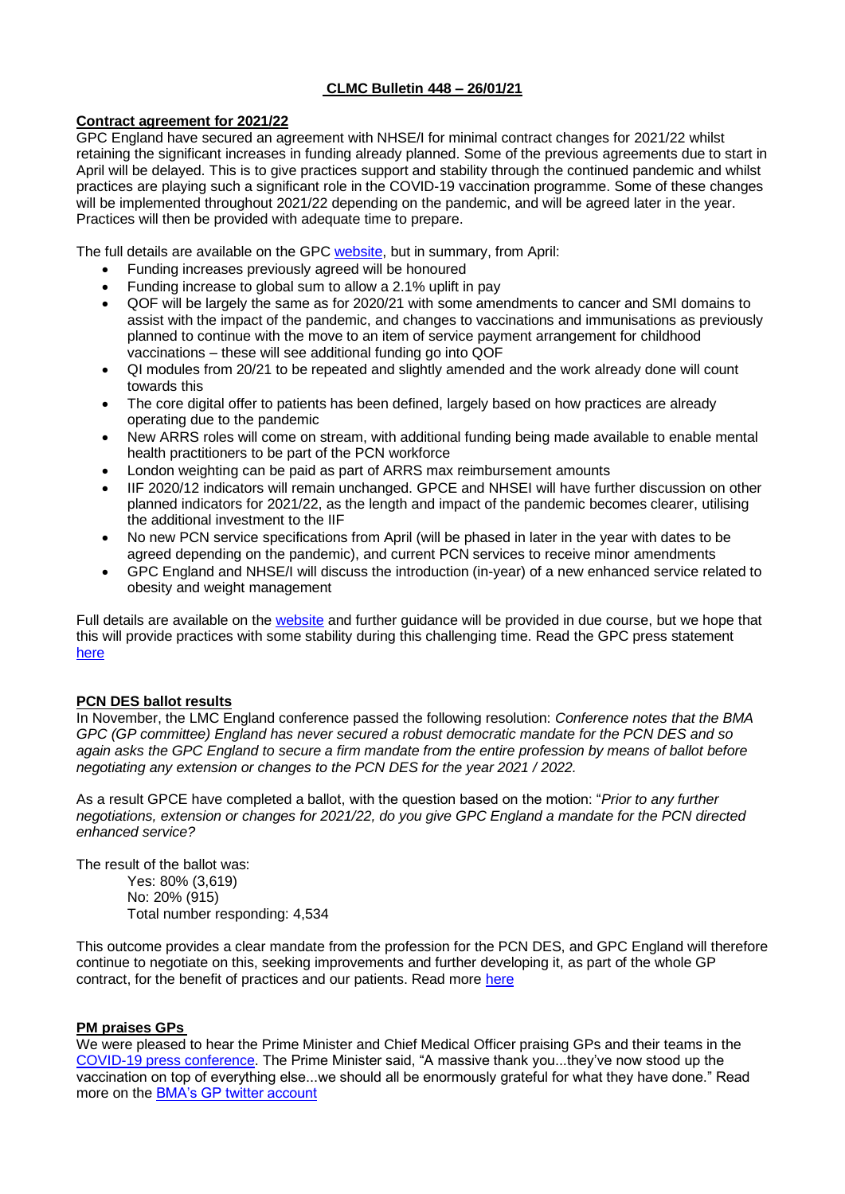# CLMC Bulletin 448 – 26/01/21

## Contract agreement for 2021/22

GPC England have secured an agreement with NHSE/I for minimal contract changes for 2021/22 whilst retaining the significant increases in funding already planned. Some of the previous agreements due to start in April will be delayed. This is to give practices support and stability through the continued pandemic and whilst practices are playing such a significant role in the COVID-19 vaccination programme. Some of these changes will be implemented throughout 2021/22 depending on the pandemic, and will be agreed later in the year. Practices will then be provided with adequate time to prepare.

The full details are available on the GPC website, but in summary, from April:

- Funding increases previously agreed will be honoured
- Funding increase to global sum to allow a 2.1% uplift in pay
- QOF will be largely the same as for 2020/21 with some amendments to cancer and SMI domains to assist with the impact of the pandemic, and changes to vaccinations and immunisations as previously planned to continue with the move to an item of service payment arrangement for childhood vaccinations – these will see additional funding go into QOF
- QI modules from 20/21 to be repeated and slightly amended and the work already done will count towards this
- The core digital offer to patients has been defined, largely based on how practices are already operating due to the pandemic
- New ARRS roles will come on stream, with additional funding being made available to enable mental health practitioners to be part of the PCN workforce
- London weighting can be paid as part of ARRS max reimbursement amounts
- IIF 2020/12 indicators will remain unchanged. GPCE and NHSEI will have further discussion on other planned indicators for 2021/22, as the length and impact of the pandemic becomes clearer, utilising the additional investment to the IIF
- No new PCN service specifications from April (will be phased in later in the year with dates to be agreed depending on the pandemic), and current PCN services to receive minor amendments
- GPC England and NHSE/I will discuss the introduction (in-year) of a new enhanced service related to obesity and weight management

Full details are available on the website and further guidance will be provided in due course, but we hope that this will provide practices with some stability during this challenging time. Read the GPC press statement here

## PCN DES ballot results

In November, the LMC England conference passed the following resolution: *Conference notes that the BMA GPC (GP committee) England has never secured a robust democratic mandate for the PCN DES and so again asks the GPC England to secure a firm mandate from the entire profession by means of ballot before negotiating any extension or changes to the PCN DES for the year 2021 / 2022.*

As a result GPCE have completed a ballot, with the question based on the motion: "*Prior to any further negotiations, extension or changes for 2021/22, do you give GPC England a mandate for the PCN directed enhanced service?*

The result of the ballot was:

Yes: 80% (3,619)
No: 20% (915)
Total number responding: 4,534

This outcome provides a clear mandate from the profession for the PCN DES, and GPC England will therefore continue to negotiate on this, seeking improvements and further developing it, as part of the whole GP contract, for the benefit of practices and our patients. Read more here

## PM praises GPs

We were pleased to hear the Prime Minister and Chief Medical Officer praising GPs and their teams in the COVID-19 press conference. The Prime Minister said, "A massive thank you...they've now stood up the vaccination on top of everything else...we should all be enormously grateful for what they have done." Read more on the BMA's GP twitter account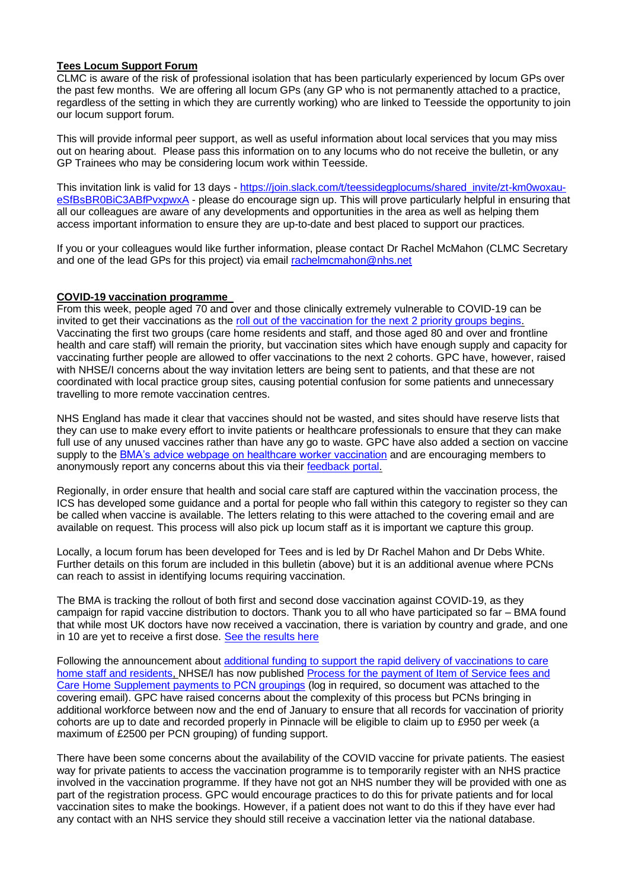**Tees Locum Support Forum**

CLMC is aware of the risk of professional isolation that has been particularly experienced by locum GPs over the past few months. We are offering all locum GPs (any GP who is not permanently attached to a practice, regardless of the setting in which they are currently working) who are linked to Teesside the opportunity to join our locum support forum.

This will provide informal peer support, as well as useful information about local services that you may miss out on hearing about. Please pass this information on to any locums who do not receive the bulletin, or any GP Trainees who may be considering locum work within Teesside.

This invitation link is valid for 13 days - https://join.slack.com/t/teessidegplocums/shared_invite/zt-km0woxau-eSfBsBR0BiC3ABfPvxpwxA - please do encourage sign up. This will prove particularly helpful in ensuring that all our colleagues are aware of any developments and opportunities in the area as well as helping them access important information to ensure they are up-to-date and best placed to support our practices.

If you or your colleagues would like further information, please contact Dr Rachel McMahon (CLMC Secretary and one of the lead GPs for this project) via email rachelmcmahon@nhs.net

**COVID-19 vaccination programme**

From this week, people aged 70 and over and those clinically extremely vulnerable to COVID-19 can be invited to get their vaccinations as the roll out of the vaccination for the next 2 priority groups begins. Vaccinating the first two groups (care home residents and staff, and those aged 80 and over and frontline health and care staff) will remain the priority, but vaccination sites which have enough supply and capacity for vaccinating further people are allowed to offer vaccinations to the next 2 cohorts. GPC have, however, raised with NHSE/I concerns about the way invitation letters are being sent to patients, and that these are not coordinated with local practice group sites, causing potential confusion for some patients and unnecessary travelling to more remote vaccination centres.

NHS England has made it clear that vaccines should not be wasted, and sites should have reserve lists that they can use to make every effort to invite patients or healthcare professionals to ensure that they can make full use of any unused vaccines rather than have any go to waste. GPC have also added a section on vaccine supply to the BMA's advice webpage on healthcare worker vaccination and are encouraging members to anonymously report any concerns about this via their feedback portal.

Regionally, in order ensure that health and social care staff are captured within the vaccination process, the ICS has developed some guidance and a portal for people who fall within this category to register so they can be called when vaccine is available. The letters relating to this were attached to the covering email and are available on request. This process will also pick up locum staff as it is important we capture this group.

Locally, a locum forum has been developed for Tees and is led by Dr Rachel Mahon and Dr Debs White. Further details on this forum are included in this bulletin (above) but it is an additional avenue where PCNs can reach to assist in identifying locums requiring vaccination.

The BMA is tracking the rollout of both first and second dose vaccination against COVID-19, as they campaign for rapid vaccine distribution to doctors. Thank you to all who have participated so far – BMA found that while most UK doctors have now received a vaccination, there is variation by country and grade, and one in 10 are yet to receive a first dose. See the results here

Following the announcement about additional funding to support the rapid delivery of vaccinations to care home staff and residents, NHSE/I has now published Process for the payment of Item of Service fees and Care Home Supplement payments to PCN groupings (log in required, so document was attached to the covering email). GPC have raised concerns about the complexity of this process but PCNs bringing in additional workforce between now and the end of January to ensure that all records for vaccination of priority cohorts are up to date and recorded properly in Pinnacle will be eligible to claim up to £950 per week (a maximum of £2500 per PCN grouping) of funding support.

There have been some concerns about the availability of the COVID vaccine for private patients. The easiest way for private patients to access the vaccination programme is to temporarily register with an NHS practice involved in the vaccination programme. If they have not got an NHS number they will be provided with one as part of the registration process. GPC would encourage practices to do this for private patients and for local vaccination sites to make the bookings. However, if a patient does not want to do this if they have ever had any contact with an NHS service they should still receive a vaccination letter via the national database.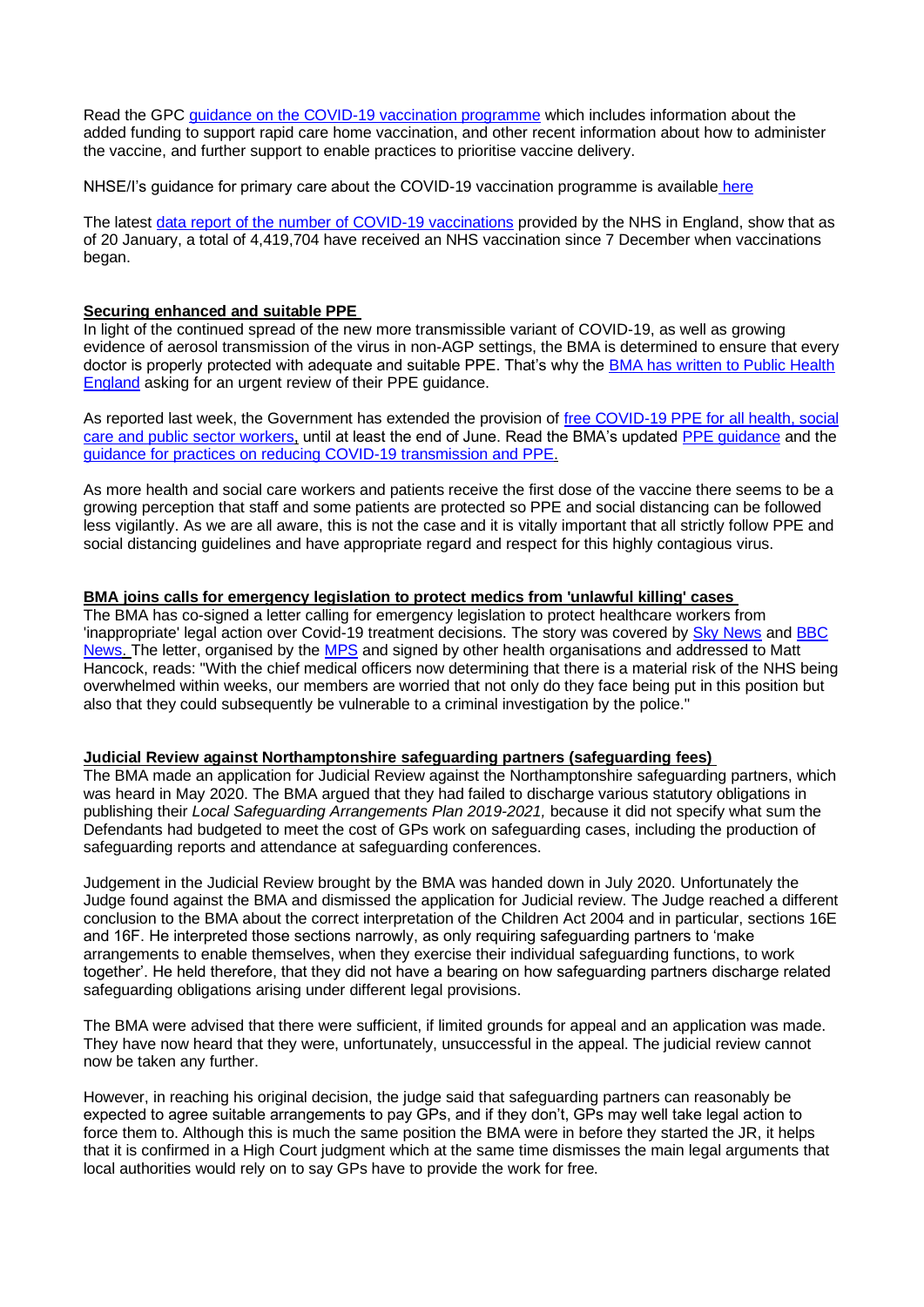Read the GPC [guidance on the COVID-19 vaccination programme]() which includes information about the added funding to support rapid care home vaccination, and other recent information about how to administer the vaccine, and further support to enable practices to prioritise vaccine delivery.

NHSE/I's guidance for primary care about the COVID-19 vaccination programme is available [here]()

The latest [data report of the number of COVID-19 vaccinations]() provided by the NHS in England, show that as of 20 January, a total of 4,419,704 have received an NHS vaccination since 7 December when vaccinations began.

**Securing enhanced and suitable PPE**

In light of the continued spread of the new more transmissible variant of COVID-19, as well as growing evidence of aerosol transmission of the virus in non-AGP settings, the BMA is determined to ensure that every doctor is properly protected with adequate and suitable PPE. That's why the [BMA has written to Public Health England]() asking for an urgent review of their PPE guidance.

As reported last week, the Government has extended the provision of [free COVID-19 PPE for all health, social care and public sector workers](), until at least the end of June. Read the BMA's updated [PPE guidance]() and the [guidance for practices on reducing COVID-19 transmission and PPE.]()

As more health and social care workers and patients receive the first dose of the vaccine there seems to be a growing perception that staff and some patients are protected so PPE and social distancing can be followed less vigilantly. As we are all aware, this is not the case and it is vitally important that all strictly follow PPE and social distancing guidelines and have appropriate regard and respect for this highly contagious virus.

**BMA joins calls for emergency legislation to protect medics from 'unlawful killing' cases**

The BMA has co-signed a letter calling for emergency legislation to protect healthcare workers from 'inappropriate' legal action over Covid-19 treatment decisions. The story was covered by [Sky News]() and [BBC News.]() The letter, organised by the [MPS]() and signed by other health organisations and addressed to Matt Hancock, reads: "With the chief medical officers now determining that there is a material risk of the NHS being overwhelmed within weeks, our members are worried that not only do they face being put in this position but also that they could subsequently be vulnerable to a criminal investigation by the police."

**Judicial Review against Northamptonshire safeguarding partners (safeguarding fees)**

The BMA made an application for Judicial Review against the Northamptonshire safeguarding partners, which was heard in May 2020. The BMA argued that they had failed to discharge various statutory obligations in publishing their *Local Safeguarding Arrangements Plan 2019-2021,* because it did not specify what sum the Defendants had budgeted to meet the cost of GPs work on safeguarding cases, including the production of safeguarding reports and attendance at safeguarding conferences.

Judgement in the Judicial Review brought by the BMA was handed down in July 2020. Unfortunately the Judge found against the BMA and dismissed the application for Judicial review. The Judge reached a different conclusion to the BMA about the correct interpretation of the Children Act 2004 and in particular, sections 16E and 16F. He interpreted those sections narrowly, as only requiring safeguarding partners to 'make arrangements to enable themselves, when they exercise their individual safeguarding functions, to work together'. He held therefore, that they did not have a bearing on how safeguarding partners discharge related safeguarding obligations arising under different legal provisions.

The BMA were advised that there were sufficient, if limited grounds for appeal and an application was made. They have now heard that they were, unfortunately, unsuccessful in the appeal. The judicial review cannot now be taken any further.

However, in reaching his original decision, the judge said that safeguarding partners can reasonably be expected to agree suitable arrangements to pay GPs, and if they don't, GPs may well take legal action to force them to. Although this is much the same position the BMA were in before they started the JR, it helps that it is confirmed in a High Court judgment which at the same time dismisses the main legal arguments that local authorities would rely on to say GPs have to provide the work for free.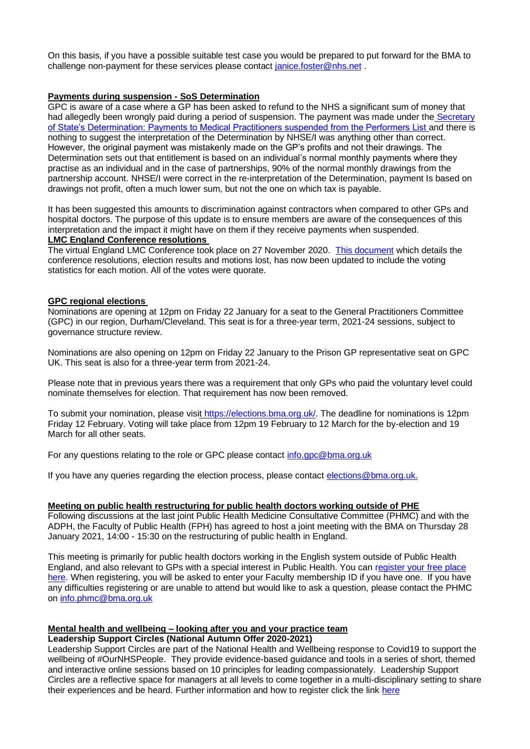On this basis, if you have a possible suitable test case you would be prepared to put forward for the BMA to challenge non-payment for these services please contact janice.foster@nhs.net .

**Payments during suspension - SoS Determination**

GPC is aware of a case where a GP has been asked to refund to the NHS a significant sum of money that had allegedly been wrongly paid during a period of suspension. The payment was made under the Secretary of State's Determination: Payments to Medical Practitioners suspended from the Performers List and there is nothing to suggest the interpretation of the Determination by NHSE/I was anything other than correct. However, the original payment was mistakenly made on the GP's profits and not their drawings. The Determination sets out that entitlement is based on an individual's normal monthly payments where they practise as an individual and in the case of partnerships, 90% of the normal monthly drawings from the partnership account. NHSE/I were correct in the re-interpretation of the Determination, payment Is based on drawings not profit, often a much lower sum, but not the one on which tax is payable.

It has been suggested this amounts to discrimination against contractors when compared to other GPs and hospital doctors. The purpose of this update is to ensure members are aware of the consequences of this interpretation and the impact it might have on them if they receive payments when suspended.

**LMC England Conference resolutions**

The virtual England LMC Conference took place on 27 November 2020. This document which details the conference resolutions, election results and motions lost, has now been updated to include the voting statistics for each motion. All of the votes were quorate.

**GPC regional elections**

Nominations are opening at 12pm on Friday 22 January for a seat to the General Practitioners Committee (GPC) in our region, Durham/Cleveland. This seat is for a three-year term, 2021-24 sessions, subject to governance structure review.

Nominations are also opening on 12pm on Friday 22 January to the Prison GP representative seat on GPC UK. This seat is also for a three-year term from 2021-24.

Please note that in previous years there was a requirement that only GPs who paid the voluntary level could nominate themselves for election. That requirement has now been removed.

To submit your nomination, please visit https://elections.bma.org.uk/. The deadline for nominations is 12pm Friday 12 February. Voting will take place from 12pm 19 February to 12 March for the by-election and 19 March for all other seats.

For any questions relating to the role or GPC please contact info.gpc@bma.org.uk

If you have any queries regarding the election process, please contact elections@bma.org.uk.

**Meeting on public health restructuring for public health doctors working outside of PHE**

Following discussions at the last joint Public Health Medicine Consultative Committee (PHMC) and with the ADPH, the Faculty of Public Health (FPH) has agreed to host a joint meeting with the BMA on Thursday 28 January 2021, 14:00 - 15:30 on the restructuring of public health in England.

This meeting is primarily for public health doctors working in the English system outside of Public Health England, and also relevant to GPs with a special interest in Public Health. You can register your free place here. When registering, you will be asked to enter your Faculty membership ID if you have one. If you have any difficulties registering or are unable to attend but would like to ask a question, please contact the PHMC on info.phmc@bma.org.uk

**Mental health and wellbeing – looking after you and your practice team**

**Leadership Support Circles (National Autumn Offer 2020-2021)**

Leadership Support Circles are part of the National Health and Wellbeing response to Covid19 to support the wellbeing of #OurNHSPeople. They provide evidence-based guidance and tools in a series of short, themed and interactive online sessions based on 10 principles for leading compassionately. Leadership Support Circles are a reflective space for managers at all levels to come together in a multi-disciplinary setting to share their experiences and be heard. Further information and how to register click the link here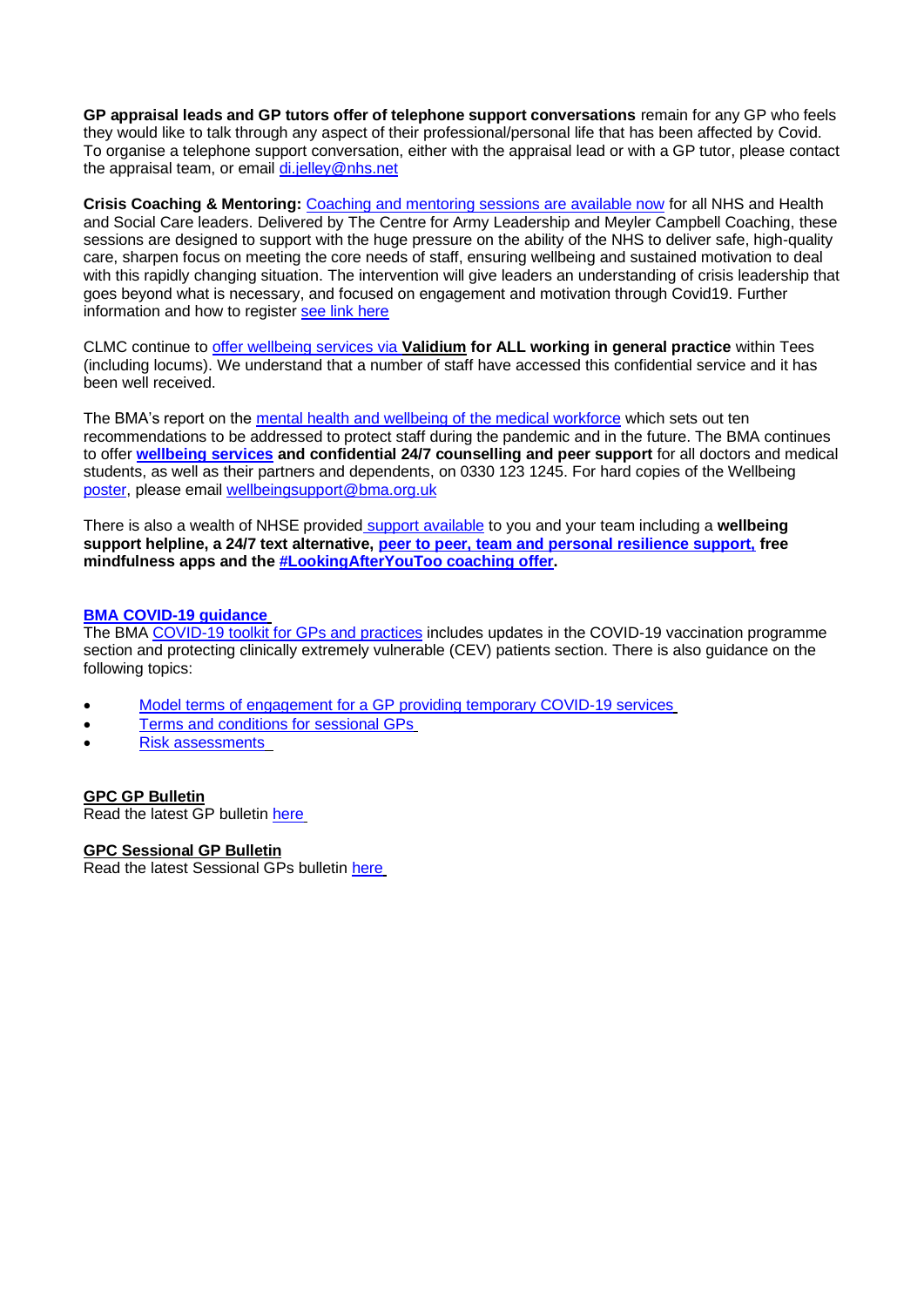**GP appraisal leads and GP tutors offer of telephone support conversations** remain for any GP who feels they would like to talk through any aspect of their professional/personal life that has been affected by Covid. To organise a telephone support conversation, either with the appraisal lead or with a GP tutor, please contact the appraisal team, or email di.jelley@nhs.net

**Crisis Coaching & Mentoring:** Coaching and mentoring sessions are available now for all NHS and Health and Social Care leaders. Delivered by The Centre for Army Leadership and Meyler Campbell Coaching, these sessions are designed to support with the huge pressure on the ability of the NHS to deliver safe, high-quality care, sharpen focus on meeting the core needs of staff, ensuring wellbeing and sustained motivation to deal with this rapidly changing situation. The intervention will give leaders an understanding of crisis leadership that goes beyond what is necessary, and focused on engagement and motivation through Covid19. Further information and how to register see link here

CLMC continue to offer wellbeing services via **Validium for ALL working in general practice** within Tees (including locums). We understand that a number of staff have accessed this confidential service and it has been well received.

The BMA's report on the mental health and wellbeing of the medical workforce which sets out ten recommendations to be addressed to protect staff during the pandemic and in the future. The BMA continues to offer **wellbeing services and confidential 24/7 counselling and peer support** for all doctors and medical students, as well as their partners and dependents, on 0330 123 1245. For hard copies of the Wellbeing poster, please email wellbeingsupport@bma.org.uk

There is also a wealth of NHSE provided support available to you and your team including a **wellbeing support helpline, a 24/7 text alternative, peer to peer, team and personal resilience support, free mindfulness apps and the #LookingAfterYouToo coaching offer.**

**BMA COVID-19 guidance**

The BMA COVID-19 toolkit for GPs and practices includes updates in the COVID-19 vaccination programme section and protecting clinically extremely vulnerable (CEV) patients section. There is also guidance on the following topics:

- Model terms of engagement for a GP providing temporary COVID-19 services
- Terms and conditions for sessional GPs
- Risk assessments

**GPC GP Bulletin**

Read the latest GP bulletin here

**GPC Sessional GP Bulletin**

Read the latest Sessional GPs bulletin here